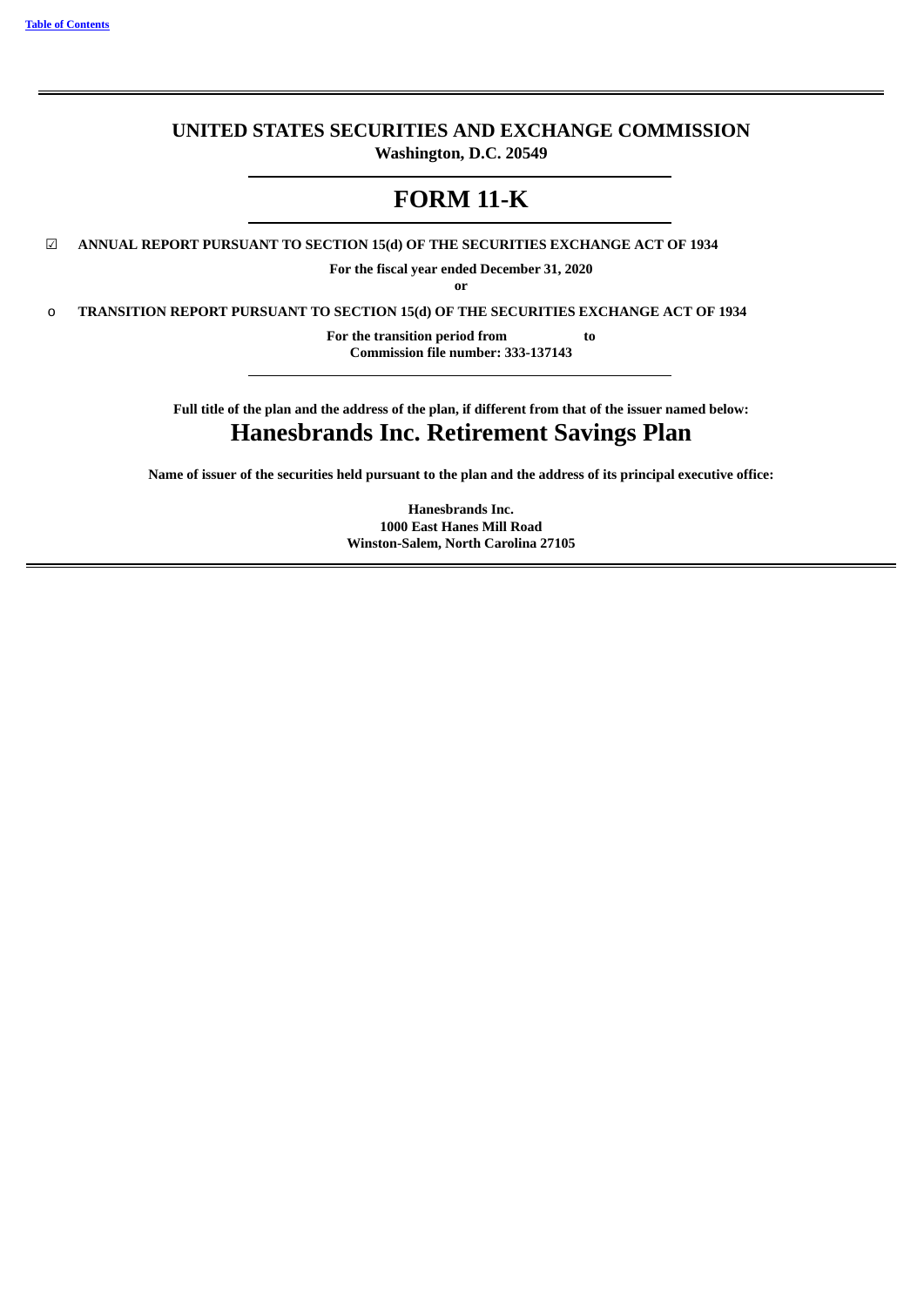**UNITED STATES SECURITIES AND EXCHANGE COMMISSION**
**Washington, D.C. 20549**

# FORM 11-K

☑ **ANNUAL REPORT PURSUANT TO SECTION 15(d) OF THE SECURITIES EXCHANGE ACT OF 1934**

**For the fiscal year ended December 31, 2020**
**or**

o **TRANSITION REPORT PURSUANT TO SECTION 15(d) OF THE SECURITIES EXCHANGE ACT OF 1934**

**For the transition period from to**
**Commission file number: 333-137143**

**Full title of the plan and the address of the plan, if different from that of the issuer named below:**

## Hanesbrands Inc. Retirement Savings Plan

**Name of issuer of the securities held pursuant to the plan and the address of its principal executive office:**

**Hanesbrands Inc.**
**1000 East Hanes Mill Road**
**Winston-Salem, North Carolina 27105**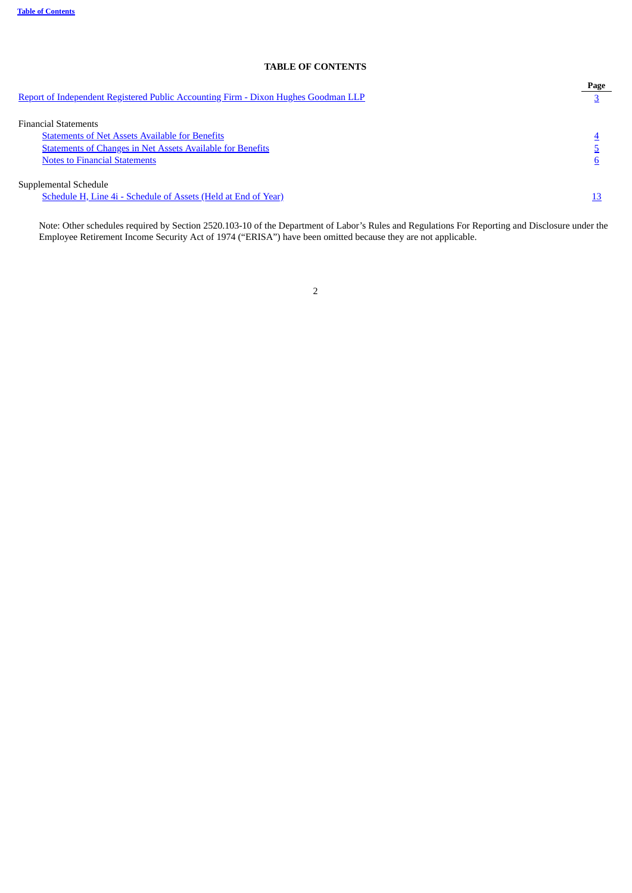# TABLE OF CONTENTS

| | Page |
|---|---|
| Report of Independent Registered Public Accounting Firm - Dixon Hughes Goodman LLP | 3 |
| Financial Statements | |
| Statements of Net Assets Available for Benefits | 4 |
| Statements of Changes in Net Assets Available for Benefits | 5 |
| Notes to Financial Statements | 6 |
| Supplemental Schedule | |
| Schedule H, Line 4i - Schedule of Assets (Held at End of Year) | 13 |

Note: Other schedules required by Section 2520.103-10 of the Department of Labor's Rules and Regulations For Reporting and Disclosure under the Employee Retirement Income Security Act of 1974 ("ERISA") have been omitted because they are not applicable.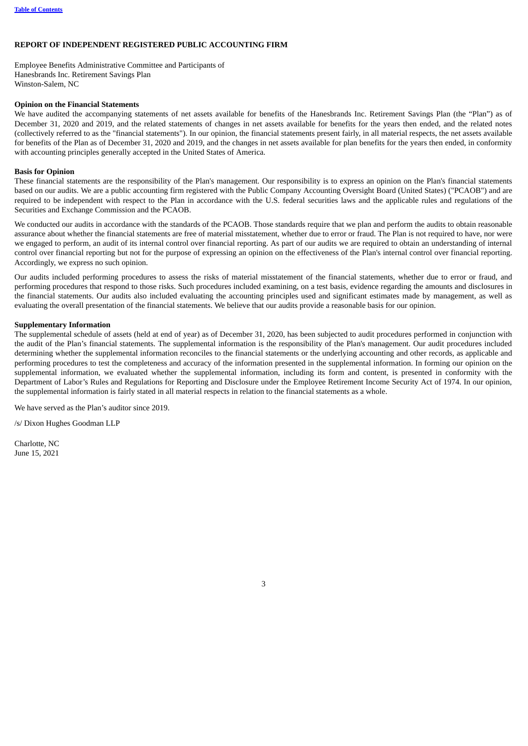**REPORT OF INDEPENDENT REGISTERED PUBLIC ACCOUNTING FIRM**

Employee Benefits Administrative Committee and Participants of
Hanesbrands Inc. Retirement Savings Plan
Winston-Salem, NC

**Opinion on the Financial Statements**

We have audited the accompanying statements of net assets available for benefits of the Hanesbrands Inc. Retirement Savings Plan (the "Plan") as of December 31, 2020 and 2019, and the related statements of changes in net assets available for benefits for the years then ended, and the related notes (collectively referred to as the "financial statements"). In our opinion, the financial statements present fairly, in all material respects, the net assets available for benefits of the Plan as of December 31, 2020 and 2019, and the changes in net assets available for plan benefits for the years then ended, in conformity with accounting principles generally accepted in the United States of America.

**Basis for Opinion**

These financial statements are the responsibility of the Plan's management. Our responsibility is to express an opinion on the Plan's financial statements based on our audits. We are a public accounting firm registered with the Public Company Accounting Oversight Board (United States) ("PCAOB") and are required to be independent with respect to the Plan in accordance with the U.S. federal securities laws and the applicable rules and regulations of the Securities and Exchange Commission and the PCAOB.

We conducted our audits in accordance with the standards of the PCAOB. Those standards require that we plan and perform the audits to obtain reasonable assurance about whether the financial statements are free of material misstatement, whether due to error or fraud. The Plan is not required to have, nor were we engaged to perform, an audit of its internal control over financial reporting. As part of our audits we are required to obtain an understanding of internal control over financial reporting but not for the purpose of expressing an opinion on the effectiveness of the Plan's internal control over financial reporting. Accordingly, we express no such opinion.

Our audits included performing procedures to assess the risks of material misstatement of the financial statements, whether due to error or fraud, and performing procedures that respond to those risks. Such procedures included examining, on a test basis, evidence regarding the amounts and disclosures in the financial statements. Our audits also included evaluating the accounting principles used and significant estimates made by management, as well as evaluating the overall presentation of the financial statements. We believe that our audits provide a reasonable basis for our opinion.

**Supplementary Information**

The supplemental schedule of assets (held at end of year) as of December 31, 2020, has been subjected to audit procedures performed in conjunction with the audit of the Plan's financial statements. The supplemental information is the responsibility of the Plan's management. Our audit procedures included determining whether the supplemental information reconciles to the financial statements or the underlying accounting and other records, as applicable and performing procedures to test the completeness and accuracy of the information presented in the supplemental information. In forming our opinion on the supplemental information, we evaluated whether the supplemental information, including its form and content, is presented in conformity with the Department of Labor's Rules and Regulations for Reporting and Disclosure under the Employee Retirement Income Security Act of 1974. In our opinion, the supplemental information is fairly stated in all material respects in relation to the financial statements as a whole.

We have served as the Plan's auditor since 2019.

/s/ Dixon Hughes Goodman LLP

Charlotte, NC
June 15, 2021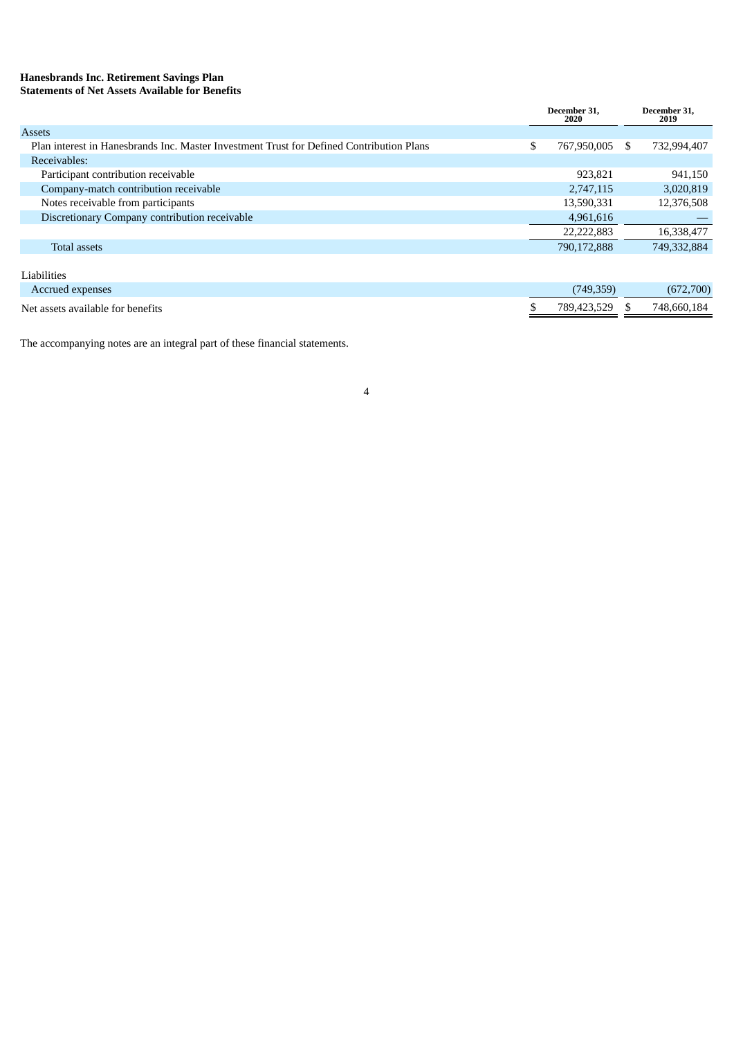**Hanesbrands Inc. Retirement Savings Plan**
**Statements of Net Assets Available for Benefits**

| | December 31, 2020 | December 31, 2019 |
|---|---|---|
| Assets | | |
| Plan interest in Hanesbrands Inc. Master Investment Trust for Defined Contribution Plans | $ 767,950,005 | $ 732,994,407 |
| Receivables: | | |
| Participant contribution receivable | 923,821 | 941,150 |
| Company-match contribution receivable | 2,747,115 | 3,020,819 |
| Notes receivable from participants | 13,590,331 | 12,376,508 |
| Discretionary Company contribution receivable | 4,961,616 | — |
| | 22,222,883 | 16,338,477 |
| Total assets | 790,172,888 | 749,332,884 |
| | | |
| Liabilities | | |
| Accrued expenses | (749,359) | (672,700) |
| Net assets available for benefits | $ 789,423,529 | $ 748,660,184 |

The accompanying notes are an integral part of these financial statements.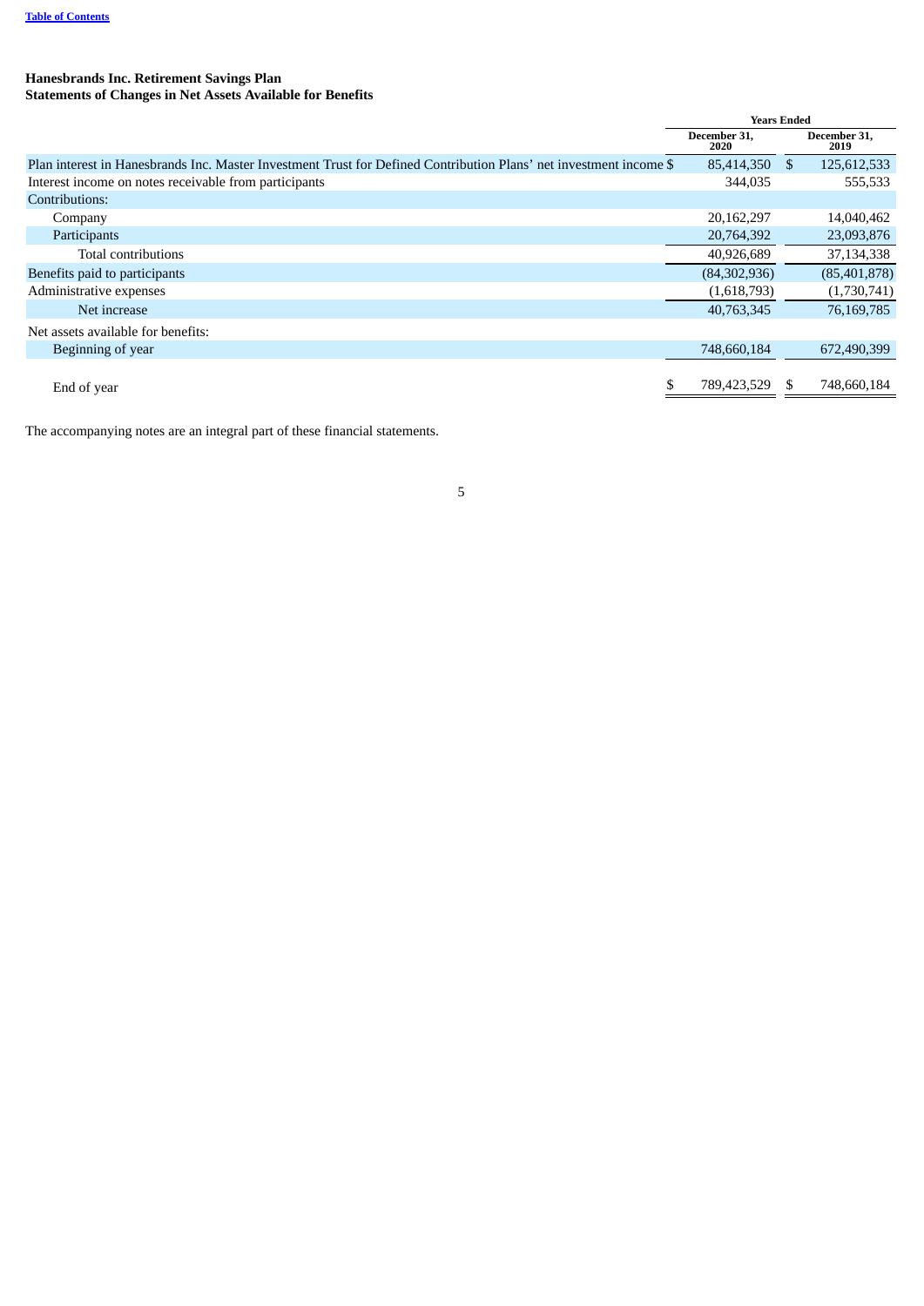**Hanesbrands Inc. Retirement Savings Plan**
**Statements of Changes in Net Assets Available for Benefits**

| | Years Ended | |
|---|---|---|
| | December 31, 2020 | December 31, 2019 |
| Plan interest in Hanesbrands Inc. Master Investment Trust for Defined Contribution Plans' net investment income | $ 85,414,350 | $ 125,612,533 |
| Interest income on notes receivable from participants | 344,035 | 555,533 |
| Contributions: | | |
| Company | 20,162,297 | 14,040,462 |
| Participants | 20,764,392 | 23,093,876 |
| Total contributions | 40,926,689 | 37,134,338 |
| Benefits paid to participants | (84,302,936) | (85,401,878) |
| Administrative expenses | (1,618,793) | (1,730,741) |
| Net increase | 40,763,345 | 76,169,785 |
| Net assets available for benefits: | | |
| Beginning of year | 748,660,184 | 672,490,399 |
| End of year | $ 789,423,529 | $ 748,660,184 |

The accompanying notes are an integral part of these financial statements.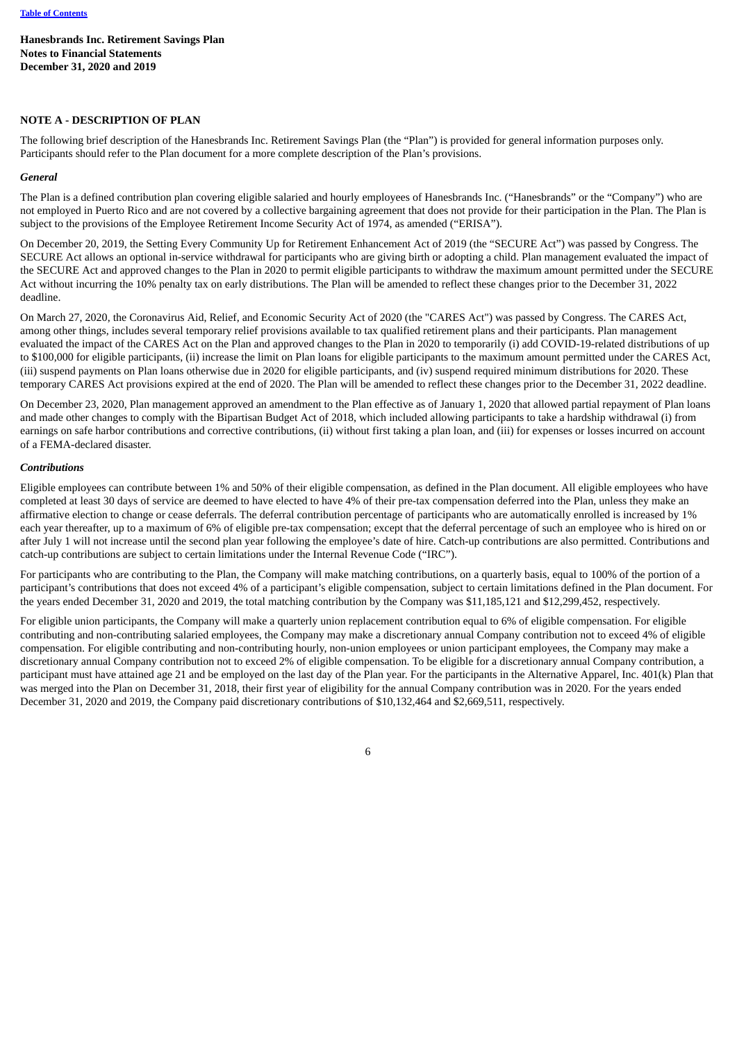**Hanesbrands Inc. Retirement Savings Plan**
**Notes to Financial Statements**
**December 31, 2020 and 2019**

## NOTE A - DESCRIPTION OF PLAN

The following brief description of the Hanesbrands Inc. Retirement Savings Plan (the "Plan") is provided for general information purposes only. Participants should refer to the Plan document for a more complete description of the Plan's provisions.

### *General*

The Plan is a defined contribution plan covering eligible salaried and hourly employees of Hanesbrands Inc. ("Hanesbrands" or the "Company") who are not employed in Puerto Rico and are not covered by a collective bargaining agreement that does not provide for their participation in the Plan. The Plan is subject to the provisions of the Employee Retirement Income Security Act of 1974, as amended ("ERISA").

On December 20, 2019, the Setting Every Community Up for Retirement Enhancement Act of 2019 (the "SECURE Act") was passed by Congress. The SECURE Act allows an optional in-service withdrawal for participants who are giving birth or adopting a child. Plan management evaluated the impact of the SECURE Act and approved changes to the Plan in 2020 to permit eligible participants to withdraw the maximum amount permitted under the SECURE Act without incurring the 10% penalty tax on early distributions. The Plan will be amended to reflect these changes prior to the December 31, 2022 deadline.

On March 27, 2020, the Coronavirus Aid, Relief, and Economic Security Act of 2020 (the "CARES Act") was passed by Congress. The CARES Act, among other things, includes several temporary relief provisions available to tax qualified retirement plans and their participants. Plan management evaluated the impact of the CARES Act on the Plan and approved changes to the Plan in 2020 to temporarily (i) add COVID-19-related distributions of up to $100,000 for eligible participants, (ii) increase the limit on Plan loans for eligible participants to the maximum amount permitted under the CARES Act, (iii) suspend payments on Plan loans otherwise due in 2020 for eligible participants, and (iv) suspend required minimum distributions for 2020. These temporary CARES Act provisions expired at the end of 2020. The Plan will be amended to reflect these changes prior to the December 31, 2022 deadline.

On December 23, 2020, Plan management approved an amendment to the Plan effective as of January 1, 2020 that allowed partial repayment of Plan loans and made other changes to comply with the Bipartisan Budget Act of 2018, which included allowing participants to take a hardship withdrawal (i) from earnings on safe harbor contributions and corrective contributions, (ii) without first taking a plan loan, and (iii) for expenses or losses incurred on account of a FEMA-declared disaster.

### *Contributions*

Eligible employees can contribute between 1% and 50% of their eligible compensation, as defined in the Plan document. All eligible employees who have completed at least 30 days of service are deemed to have elected to have 4% of their pre-tax compensation deferred into the Plan, unless they make an affirmative election to change or cease deferrals. The deferral contribution percentage of participants who are automatically enrolled is increased by 1% each year thereafter, up to a maximum of 6% of eligible pre-tax compensation; except that the deferral percentage of such an employee who is hired on or after July 1 will not increase until the second plan year following the employee's date of hire. Catch-up contributions are also permitted. Contributions and catch-up contributions are subject to certain limitations under the Internal Revenue Code ("IRC").

For participants who are contributing to the Plan, the Company will make matching contributions, on a quarterly basis, equal to 100% of the portion of a participant's contributions that does not exceed 4% of a participant's eligible compensation, subject to certain limitations defined in the Plan document. For the years ended December 31, 2020 and 2019, the total matching contribution by the Company was $11,185,121 and $12,299,452, respectively.

For eligible union participants, the Company will make a quarterly union replacement contribution equal to 6% of eligible compensation. For eligible contributing and non-contributing salaried employees, the Company may make a discretionary annual Company contribution not to exceed 4% of eligible compensation. For eligible contributing and non-contributing hourly, non-union employees or union participant employees, the Company may make a discretionary annual Company contribution not to exceed 2% of eligible compensation. To be eligible for a discretionary annual Company contribution, a participant must have attained age 21 and be employed on the last day of the Plan year. For the participants in the Alternative Apparel, Inc. 401(k) Plan that was merged into the Plan on December 31, 2018, their first year of eligibility for the annual Company contribution was in 2020. For the years ended December 31, 2020 and 2019, the Company paid discretionary contributions of $10,132,464 and $2,669,511, respectively.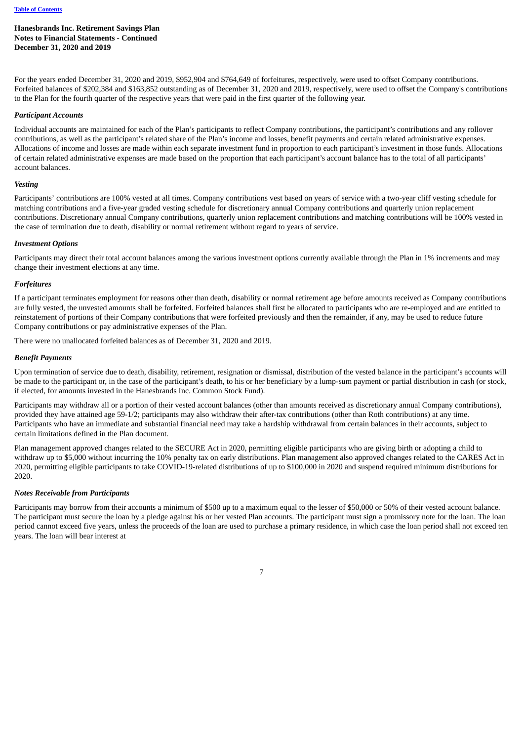For the years ended December 31, 2020 and 2019, $952,904 and $764,649 of forfeitures, respectively, were used to offset Company contributions. Forfeited balances of $202,384 and $163,852 outstanding as of December 31, 2020 and 2019, respectively, were used to offset the Company's contributions to the Plan for the fourth quarter of the respective years that were paid in the first quarter of the following year.

*Participant Accounts*

Individual accounts are maintained for each of the Plan's participants to reflect Company contributions, the participant's contributions and any rollover contributions, as well as the participant's related share of the Plan's income and losses, benefit payments and certain related administrative expenses. Allocations of income and losses are made within each separate investment fund in proportion to each participant's investment in those funds. Allocations of certain related administrative expenses are made based on the proportion that each participant's account balance has to the total of all participants' account balances.

*Vesting*

Participants' contributions are 100% vested at all times. Company contributions vest based on years of service with a two-year cliff vesting schedule for matching contributions and a five-year graded vesting schedule for discretionary annual Company contributions and quarterly union replacement contributions. Discretionary annual Company contributions, quarterly union replacement contributions and matching contributions will be 100% vested in the case of termination due to death, disability or normal retirement without regard to years of service.

*Investment Options*

Participants may direct their total account balances among the various investment options currently available through the Plan in 1% increments and may change their investment elections at any time.

*Forfeitures*

If a participant terminates employment for reasons other than death, disability or normal retirement age before amounts received as Company contributions are fully vested, the unvested amounts shall be forfeited. Forfeited balances shall first be allocated to participants who are re-employed and are entitled to reinstatement of portions of their Company contributions that were forfeited previously and then the remainder, if any, may be used to reduce future Company contributions or pay administrative expenses of the Plan.

There were no unallocated forfeited balances as of December 31, 2020 and 2019.

*Benefit Payments*

Upon termination of service due to death, disability, retirement, resignation or dismissal, distribution of the vested balance in the participant's accounts will be made to the participant or, in the case of the participant's death, to his or her beneficiary by a lump-sum payment or partial distribution in cash (or stock, if elected, for amounts invested in the Hanesbrands Inc. Common Stock Fund).

Participants may withdraw all or a portion of their vested account balances (other than amounts received as discretionary annual Company contributions), provided they have attained age 59-1/2; participants may also withdraw their after-tax contributions (other than Roth contributions) at any time. Participants who have an immediate and substantial financial need may take a hardship withdrawal from certain balances in their accounts, subject to certain limitations defined in the Plan document.

Plan management approved changes related to the SECURE Act in 2020, permitting eligible participants who are giving birth or adopting a child to withdraw up to $5,000 without incurring the 10% penalty tax on early distributions. Plan management also approved changes related to the CARES Act in 2020, permitting eligible participants to take COVID-19-related distributions of up to $100,000 in 2020 and suspend required minimum distributions for 2020.

*Notes Receivable from Participants*

Participants may borrow from their accounts a minimum of $500 up to a maximum equal to the lesser of $50,000 or 50% of their vested account balance. The participant must secure the loan by a pledge against his or her vested Plan accounts. The participant must sign a promissory note for the loan. The loan period cannot exceed five years, unless the proceeds of the loan are used to purchase a primary residence, in which case the loan period shall not exceed ten years. The loan will bear interest at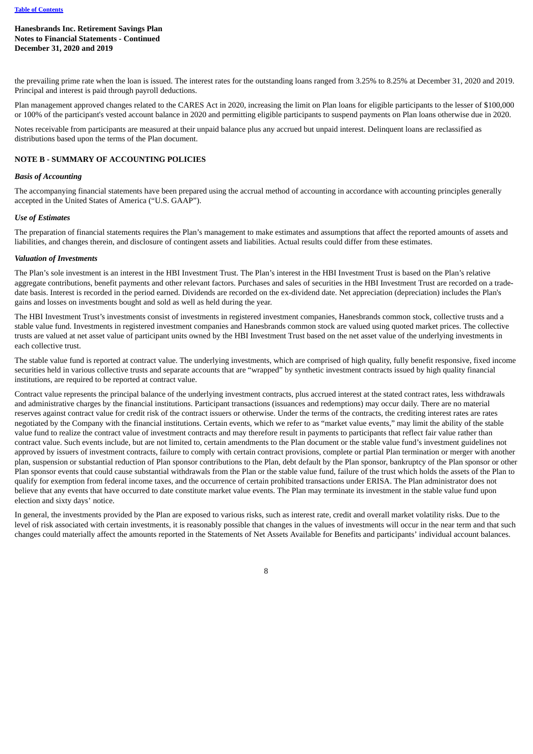the prevailing prime rate when the loan is issued. The interest rates for the outstanding loans ranged from 3.25% to 8.25% at December 31, 2020 and 2019. Principal and interest is paid through payroll deductions.

Plan management approved changes related to the CARES Act in 2020, increasing the limit on Plan loans for eligible participants to the lesser of $100,000 or 100% of the participant's vested account balance in 2020 and permitting eligible participants to suspend payments on Plan loans otherwise due in 2020.

Notes receivable from participants are measured at their unpaid balance plus any accrued but unpaid interest. Delinquent loans are reclassified as distributions based upon the terms of the Plan document.

## NOTE B - SUMMARY OF ACCOUNTING POLICIES

### *Basis of Accounting*

The accompanying financial statements have been prepared using the accrual method of accounting in accordance with accounting principles generally accepted in the United States of America ("U.S. GAAP").

### *Use of Estimates*

The preparation of financial statements requires the Plan's management to make estimates and assumptions that affect the reported amounts of assets and liabilities, and changes therein, and disclosure of contingent assets and liabilities. Actual results could differ from these estimates.

### *Valuation of Investments*

The Plan's sole investment is an interest in the HBI Investment Trust. The Plan's interest in the HBI Investment Trust is based on the Plan's relative aggregate contributions, benefit payments and other relevant factors. Purchases and sales of securities in the HBI Investment Trust are recorded on a trade-date basis. Interest is recorded in the period earned. Dividends are recorded on the ex-dividend date. Net appreciation (depreciation) includes the Plan's gains and losses on investments bought and sold as well as held during the year.

The HBI Investment Trust's investments consist of investments in registered investment companies, Hanesbrands common stock, collective trusts and a stable value fund. Investments in registered investment companies and Hanesbrands common stock are valued using quoted market prices. The collective trusts are valued at net asset value of participant units owned by the HBI Investment Trust based on the net asset value of the underlying investments in each collective trust.

The stable value fund is reported at contract value. The underlying investments, which are comprised of high quality, fully benefit responsive, fixed income securities held in various collective trusts and separate accounts that are "wrapped" by synthetic investment contracts issued by high quality financial institutions, are required to be reported at contract value.

Contract value represents the principal balance of the underlying investment contracts, plus accrued interest at the stated contract rates, less withdrawals and administrative charges by the financial institutions. Participant transactions (issuances and redemptions) may occur daily. There are no material reserves against contract value for credit risk of the contract issuers or otherwise. Under the terms of the contracts, the crediting interest rates are rates negotiated by the Company with the financial institutions. Certain events, which we refer to as "market value events," may limit the ability of the stable value fund to realize the contract value of investment contracts and may therefore result in payments to participants that reflect fair value rather than contract value. Such events include, but are not limited to, certain amendments to the Plan document or the stable value fund's investment guidelines not approved by issuers of investment contracts, failure to comply with certain contract provisions, complete or partial Plan termination or merger with another plan, suspension or substantial reduction of Plan sponsor contributions to the Plan, debt default by the Plan sponsor, bankruptcy of the Plan sponsor or other Plan sponsor events that could cause substantial withdrawals from the Plan or the stable value fund, failure of the trust which holds the assets of the Plan to qualify for exemption from federal income taxes, and the occurrence of certain prohibited transactions under ERISA. The Plan administrator does not believe that any events that have occurred to date constitute market value events. The Plan may terminate its investment in the stable value fund upon election and sixty days' notice.

In general, the investments provided by the Plan are exposed to various risks, such as interest rate, credit and overall market volatility risks. Due to the level of risk associated with certain investments, it is reasonably possible that changes in the values of investments will occur in the near term and that such changes could materially affect the amounts reported in the Statements of Net Assets Available for Benefits and participants' individual account balances.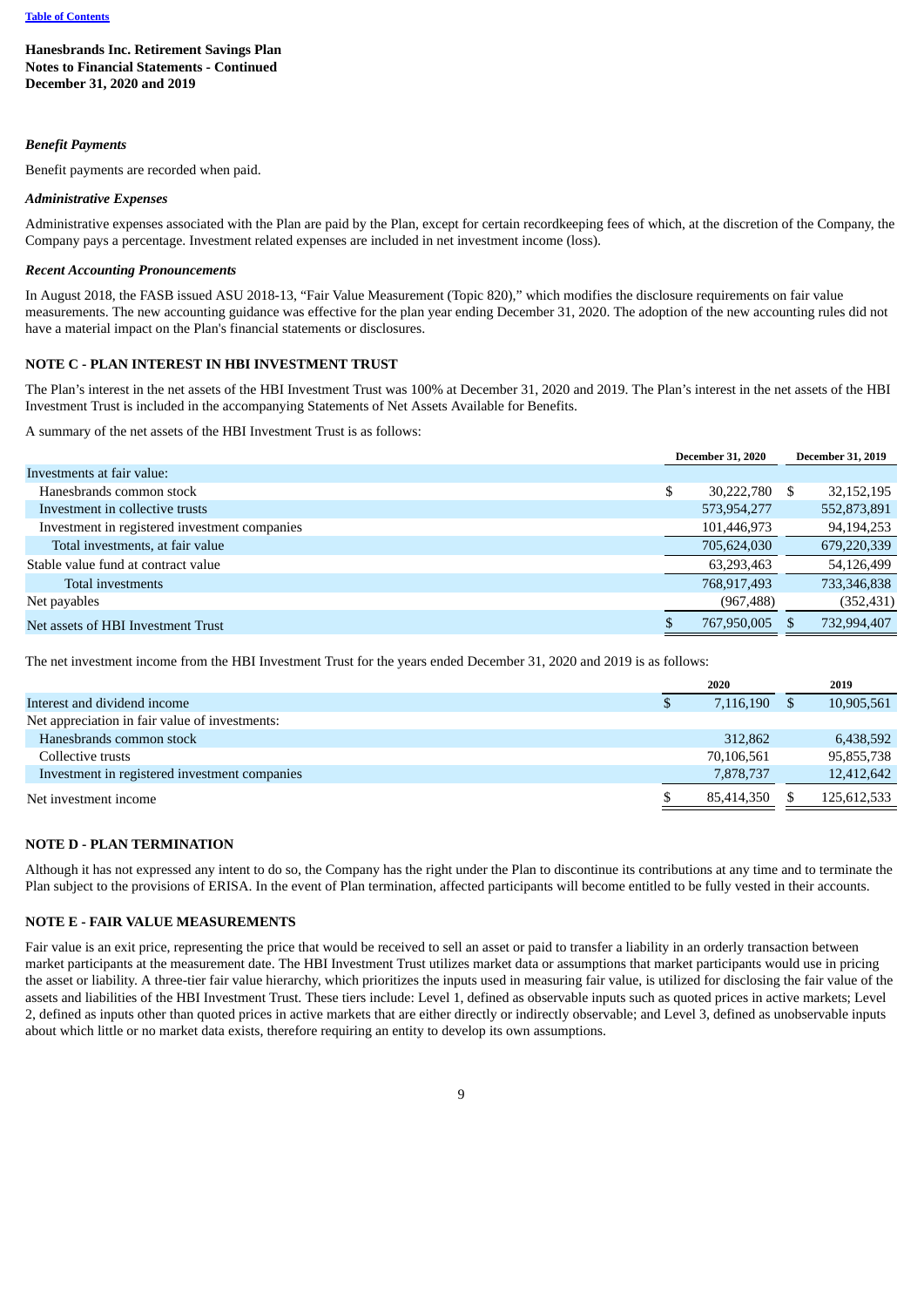Hanesbrands Inc. Retirement Savings Plan
Notes to Financial Statements - Continued
December 31, 2020 and 2019

### *Benefit Payments*

Benefit payments are recorded when paid.

### *Administrative Expenses*

Administrative expenses associated with the Plan are paid by the Plan, except for certain recordkeeping fees of which, at the discretion of the Company, the Company pays a percentage. Investment related expenses are included in net investment income (loss).

### *Recent Accounting Pronouncements*

In August 2018, the FASB issued ASU 2018-13, "Fair Value Measurement (Topic 820)," which modifies the disclosure requirements on fair value measurements. The new accounting guidance was effective for the plan year ending December 31, 2020. The adoption of the new accounting rules did not have a material impact on the Plan's financial statements or disclosures.

## NOTE C - PLAN INTEREST IN HBI INVESTMENT TRUST

The Plan's interest in the net assets of the HBI Investment Trust was 100% at December 31, 2020 and 2019. The Plan's interest in the net assets of the HBI Investment Trust is included in the accompanying Statements of Net Assets Available for Benefits.

A summary of the net assets of the HBI Investment Trust is as follows:

| | December 31, 2020 | December 31, 2019 |
|---|---|---|
| Investments at fair value: | | |
| Hanesbrands common stock | $ 30,222,780 | $ 32,152,195 |
| Investment in collective trusts | 573,954,277 | 552,873,891 |
| Investment in registered investment companies | 101,446,973 | 94,194,253 |
| Total investments, at fair value | 705,624,030 | 679,220,339 |
| Stable value fund at contract value | 63,293,463 | 54,126,499 |
| Total investments | 768,917,493 | 733,346,838 |
| Net payables | (967,488) | (352,431) |
| Net assets of HBI Investment Trust | $ 767,950,005 | $ 732,994,407 |

The net investment income from the HBI Investment Trust for the years ended December 31, 2020 and 2019 is as follows:

| | 2020 | 2019 |
|---|---|---|
| Interest and dividend income | $ 7,116,190 | $ 10,905,561 |
| Net appreciation in fair value of investments: | | |
| Hanesbrands common stock | 312,862 | 6,438,592 |
| Collective trusts | 70,106,561 | 95,855,738 |
| Investment in registered investment companies | 7,878,737 | 12,412,642 |
| Net investment income | $ 85,414,350 | $ 125,612,533 |

## NOTE D - PLAN TERMINATION

Although it has not expressed any intent to do so, the Company has the right under the Plan to discontinue its contributions at any time and to terminate the Plan subject to the provisions of ERISA. In the event of Plan termination, affected participants will become entitled to be fully vested in their accounts.

## NOTE E - FAIR VALUE MEASUREMENTS

Fair value is an exit price, representing the price that would be received to sell an asset or paid to transfer a liability in an orderly transaction between market participants at the measurement date. The HBI Investment Trust utilizes market data or assumptions that market participants would use in pricing the asset or liability. A three-tier fair value hierarchy, which prioritizes the inputs used in measuring fair value, is utilized for disclosing the fair value of the assets and liabilities of the HBI Investment Trust. These tiers include: Level 1, defined as observable inputs such as quoted prices in active markets; Level 2, defined as inputs other than quoted prices in active markets that are either directly or indirectly observable; and Level 3, defined as unobservable inputs about which little or no market data exists, therefore requiring an entity to develop its own assumptions.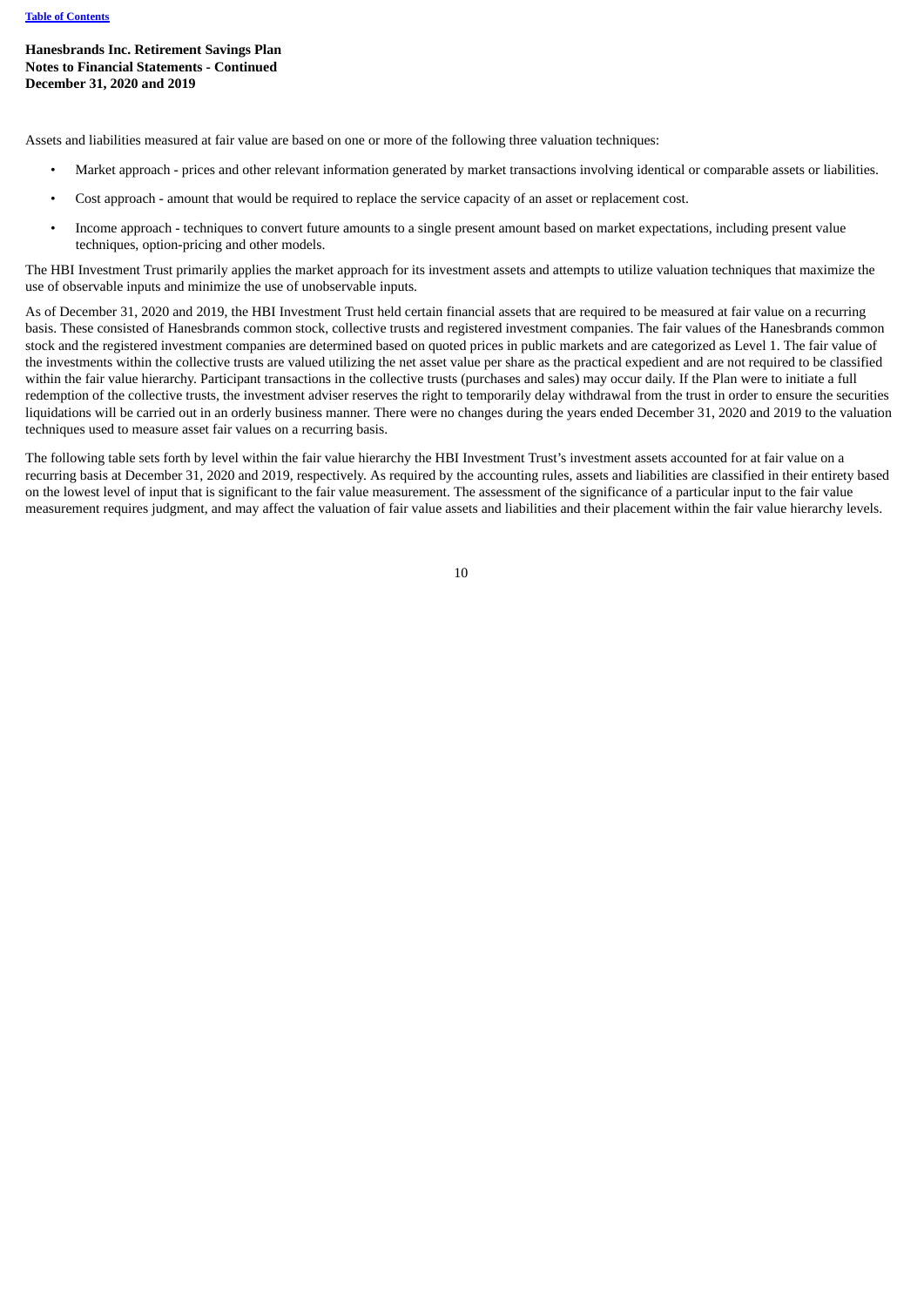**Hanesbrands Inc. Retirement Savings Plan**
**Notes to Financial Statements - Continued**
**December 31, 2020 and 2019**

Assets and liabilities measured at fair value are based on one or more of the following three valuation techniques:

- Market approach - prices and other relevant information generated by market transactions involving identical or comparable assets or liabilities.
- Cost approach - amount that would be required to replace the service capacity of an asset or replacement cost.
- Income approach - techniques to convert future amounts to a single present amount based on market expectations, including present value techniques, option-pricing and other models.

The HBI Investment Trust primarily applies the market approach for its investment assets and attempts to utilize valuation techniques that maximize the use of observable inputs and minimize the use of unobservable inputs.

As of December 31, 2020 and 2019, the HBI Investment Trust held certain financial assets that are required to be measured at fair value on a recurring basis. These consisted of Hanesbrands common stock, collective trusts and registered investment companies. The fair values of the Hanesbrands common stock and the registered investment companies are determined based on quoted prices in public markets and are categorized as Level 1. The fair value of the investments within the collective trusts are valued utilizing the net asset value per share as the practical expedient and are not required to be classified within the fair value hierarchy. Participant transactions in the collective trusts (purchases and sales) may occur daily. If the Plan were to initiate a full redemption of the collective trusts, the investment adviser reserves the right to temporarily delay withdrawal from the trust in order to ensure the securities liquidations will be carried out in an orderly business manner. There were no changes during the years ended December 31, 2020 and 2019 to the valuation techniques used to measure asset fair values on a recurring basis.

The following table sets forth by level within the fair value hierarchy the HBI Investment Trust's investment assets accounted for at fair value on a recurring basis at December 31, 2020 and 2019, respectively. As required by the accounting rules, assets and liabilities are classified in their entirety based on the lowest level of input that is significant to the fair value measurement. The assessment of the significance of a particular input to the fair value measurement requires judgment, and may affect the valuation of fair value assets and liabilities and their placement within the fair value hierarchy levels.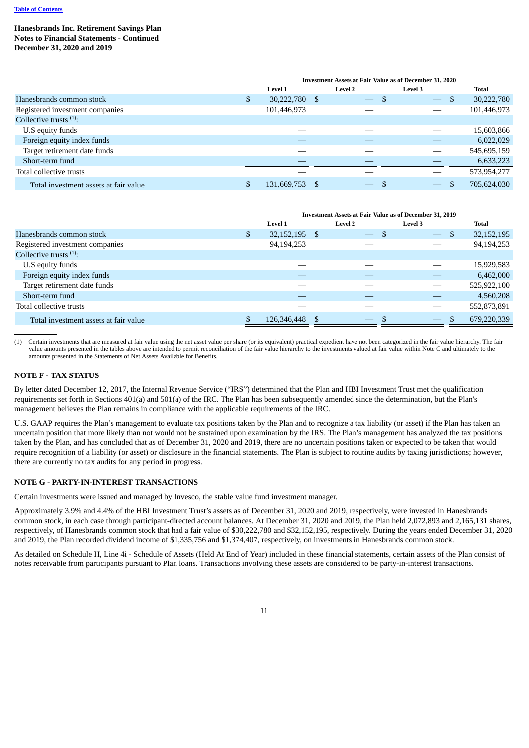[Table of Contents](#)

**Hanesbrands Inc. Retirement Savings Plan**
**Notes to Financial Statements - Continued**
**December 31, 2020 and 2019**

| | Investment Assets at Fair Value as of December 31, 2020 | | | |
|---|---|---|---|---|
| | Level 1 | Level 2 | Level 3 | Total |
| Hanesbrands common stock | $ 30,222,780 | $ — | $ — | $ 30,222,780 |
| Registered investment companies | 101,446,973 | — | — | 101,446,973 |
| Collective trusts [(1)]: | | | | |
| U.S equity funds | — | — | — | 15,603,866 |
| Foreign equity index funds | — | — | — | 6,022,029 |
| Target retirement date funds | — | — | — | 545,695,159 |
| Short-term fund | — | — | — | 6,633,223 |
| Total collective trusts | — | — | — | 573,954,277 |
| Total investment assets at fair value | $ 131,669,753 | $ — | $ — | $ 705,624,030 |

| | Investment Assets at Fair Value as of December 31, 2019 | | | |
|---|---|---|---|---|
| | Level 1 | Level 2 | Level 3 | Total |
| Hanesbrands common stock | $ 32,152,195 | $ — | $ — | $ 32,152,195 |
| Registered investment companies | 94,194,253 | — | — | 94,194,253 |
| Collective trusts [(1)]: | | | | |
| U.S equity funds | — | — | — | 15,929,583 |
| Foreign equity index funds | — | — | — | 6,462,000 |
| Target retirement date funds | — | — | — | 525,922,100 |
| Short-term fund | — | — | — | 4,560,208 |
| Total collective trusts | — | — | — | 552,873,891 |
| Total investment assets at fair value | $ 126,346,448 | $ — | $ — | $ 679,220,339 |

(1) Certain investments that are measured at fair value using the net asset value per share (or its equivalent) practical expedient have not been categorized in the fair value hierarchy. The fair value amounts presented in the tables above are intended to permit reconciliation of the fair value hierarchy to the investments valued at fair value within Note C and ultimately to the amounts presented in the Statements of Net Assets Available for Benefits.

## NOTE F - TAX STATUS

By letter dated December 12, 2017, the Internal Revenue Service ("IRS") determined that the Plan and HBI Investment Trust met the qualification requirements set forth in Sections 401(a) and 501(a) of the IRC. The Plan has been subsequently amended since the determination, but the Plan's management believes the Plan remains in compliance with the applicable requirements of the IRC.

U.S. GAAP requires the Plan's management to evaluate tax positions taken by the Plan and to recognize a tax liability (or asset) if the Plan has taken an uncertain position that more likely than not would not be sustained upon examination by the IRS. The Plan's management has analyzed the tax positions taken by the Plan, and has concluded that as of December 31, 2020 and 2019, there are no uncertain positions taken or expected to be taken that would require recognition of a liability (or asset) or disclosure in the financial statements. The Plan is subject to routine audits by taxing jurisdictions; however, there are currently no tax audits for any period in progress.

## NOTE G - PARTY-IN-INTEREST TRANSACTIONS

Certain investments were issued and managed by Invesco, the stable value fund investment manager.

Approximately 3.9% and 4.4% of the HBI Investment Trust's assets as of December 31, 2020 and 2019, respectively, were invested in Hanesbrands common stock, in each case through participant-directed account balances. At December 31, 2020 and 2019, the Plan held 2,072,893 and 2,165,131 shares, respectively, of Hanesbrands common stock that had a fair value of $30,222,780 and $32,152,195, respectively. During the years ended December 31, 2020 and 2019, the Plan recorded dividend income of $1,335,756 and $1,374,407, respectively, on investments in Hanesbrands common stock.

As detailed on Schedule H, Line 4i - Schedule of Assets (Held At End of Year) included in these financial statements, certain assets of the Plan consist of notes receivable from participants pursuant to Plan loans. Transactions involving these assets are considered to be party-in-interest transactions.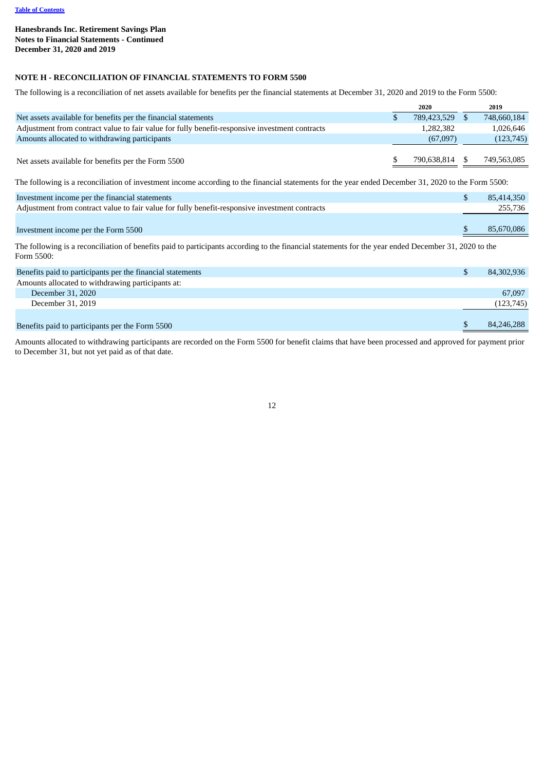[Table of Contents](#)

**Hanesbrands Inc. Retirement Savings Plan**
**Notes to Financial Statements - Continued**
**December 31, 2020 and 2019**

## NOTE H - RECONCILIATION OF FINANCIAL STATEMENTS TO FORM 5500

The following is a reconciliation of net assets available for benefits per the financial statements at December 31, 2020 and 2019 to the Form 5500:

| | 2020 | 2019 |
|---|---|---|
| Net assets available for benefits per the financial statements | $ 789,423,529 | $ 748,660,184 |
| Adjustment from contract value to fair value for fully benefit-responsive investment contracts | 1,282,382 | 1,026,646 |
| Amounts allocated to withdrawing participants | (67,097) | (123,745) |
| Net assets available for benefits per the Form 5500 | $ 790,638,814 | $ 749,563,085 |

The following is a reconciliation of investment income according to the financial statements for the year ended December 31, 2020 to the Form 5500:

| | |
|---|---|
| Investment income per the financial statements | $ 85,414,350 |
| Adjustment from contract value to fair value for fully benefit-responsive investment contracts | 255,736 |
| Investment income per the Form 5500 | $ 85,670,086 |

The following is a reconciliation of benefits paid to participants according to the financial statements for the year ended December 31, 2020 to the Form 5500:

| | |
|---|---|
| Benefits paid to participants per the financial statements | $ 84,302,936 |
| Amounts allocated to withdrawing participants at: | |
| December 31, 2020 | 67,097 |
| December 31, 2019 | (123,745) |
| Benefits paid to participants per the Form 5500 | $ 84,246,288 |

Amounts allocated to withdrawing participants are recorded on the Form 5500 for benefit claims that have been processed and approved for payment prior to December 31, but not yet paid as of that date.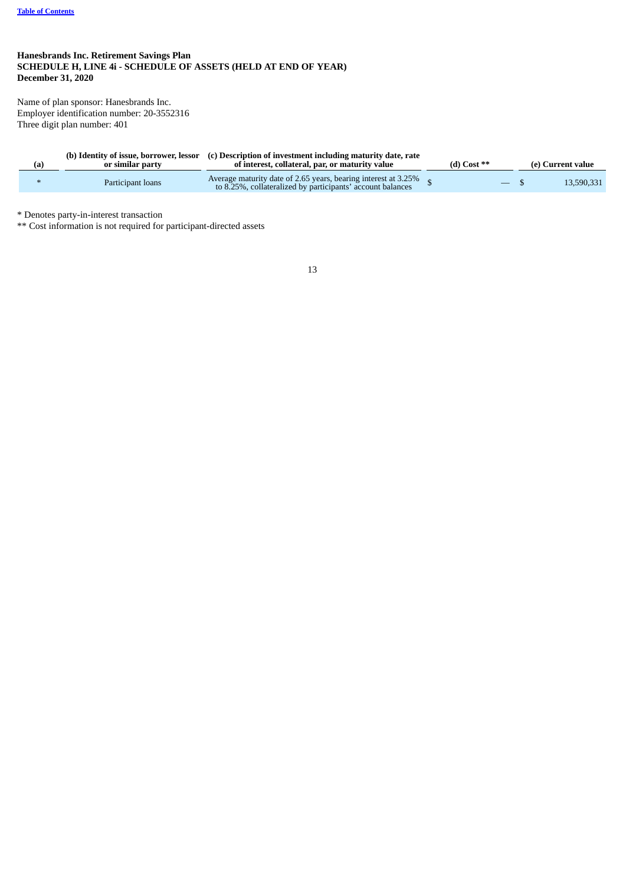**Hanesbrands Inc. Retirement Savings Plan**
**SCHEDULE H, LINE 4i - SCHEDULE OF ASSETS (HELD AT END OF YEAR)**
**December 31, 2020**

Name of plan sponsor: Hanesbrands Inc.
Employer identification number: 20-3552316
Three digit plan number: 401

| (a) | (b) Identity of issue, borrower, lessor or similar party | (c) Description of investment including maturity date, rate of interest, collateral, par, or maturity value | (d) Cost ** | (e) Current value |
|---|---|---|---|---|
| * | Participant loans | Average maturity date of 2.65 years, bearing interest at 3.25% to 8.25%, collateralized by participants' account balances | $ — | $ 13,590,331 |

* Denotes party-in-interest transaction
** Cost information is not required for participant-directed assets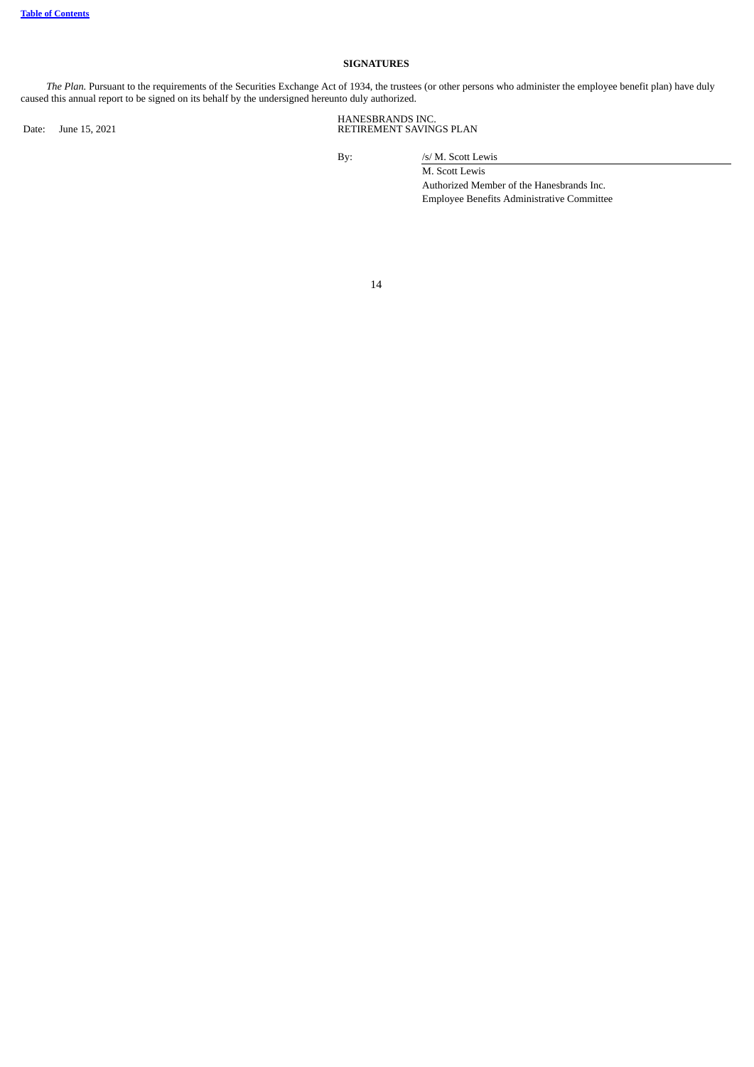**Table of Contents**

## SIGNATURES

*The Plan.* Pursuant to the requirements of the Securities Exchange Act of 1934, the trustees (or other persons who administer the employee benefit plan) have duly caused this annual report to be signed on its behalf by the undersigned hereunto duly authorized.

Date: June 15, 2021

HANESBRANDS INC.
RETIREMENT SAVINGS PLAN

By: /s/ M. Scott Lewis

M. Scott Lewis
Authorized Member of the Hanesbrands Inc.
Employee Benefits Administrative Committee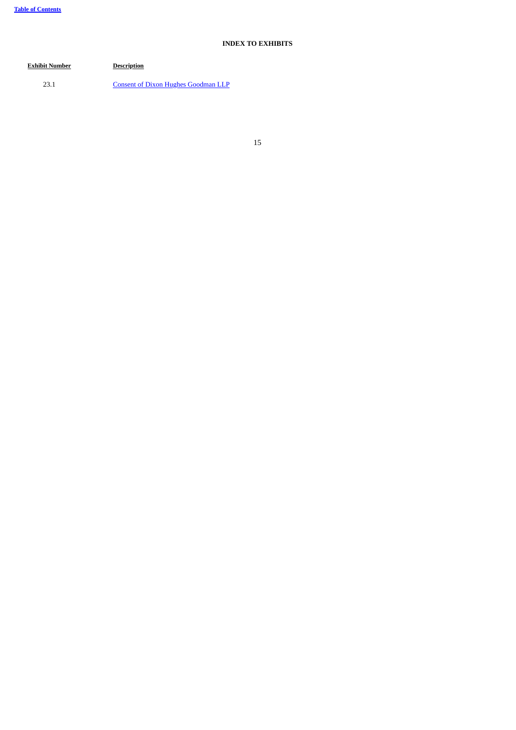## INDEX TO EXHIBITS

| Exhibit Number | Description |
| --- | --- |
| 23.1 | Consent of Dixon Hughes Goodman LLP |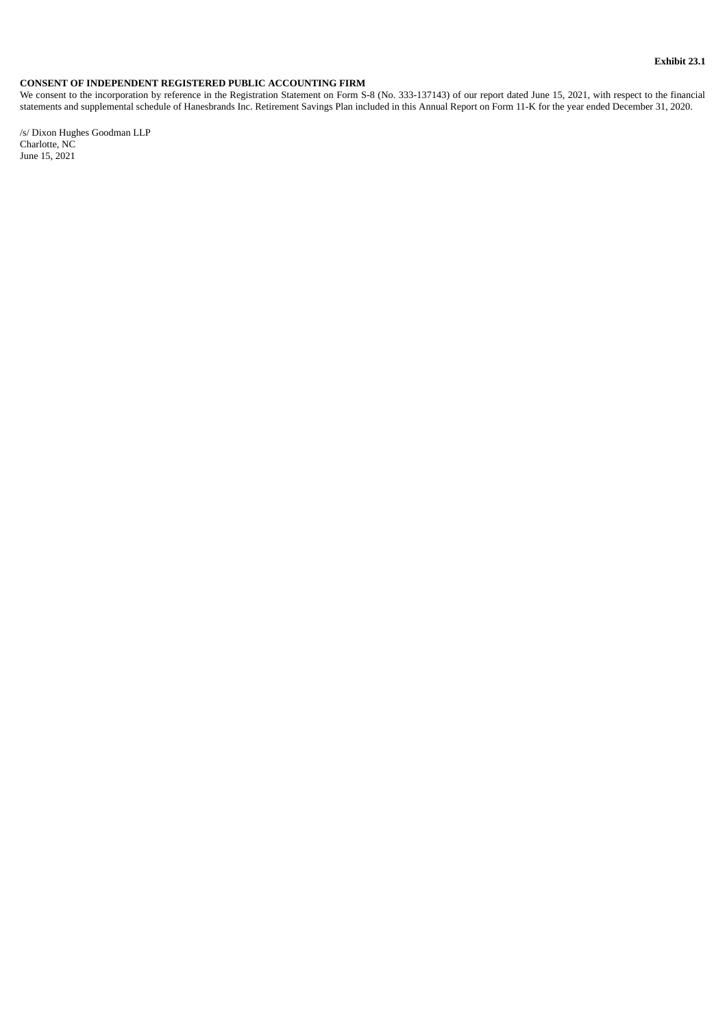**Exhibit 23.1**

**CONSENT OF INDEPENDENT REGISTERED PUBLIC ACCOUNTING FIRM**

We consent to the incorporation by reference in the Registration Statement on Form S-8 (No. 333-137143) of our report dated June 15, 2021, with respect to the financial statements and supplemental schedule of Hanesbrands Inc. Retirement Savings Plan included in this Annual Report on Form 11-K for the year ended December 31, 2020.

/s/ Dixon Hughes Goodman LLP
Charlotte, NC
June 15, 2021